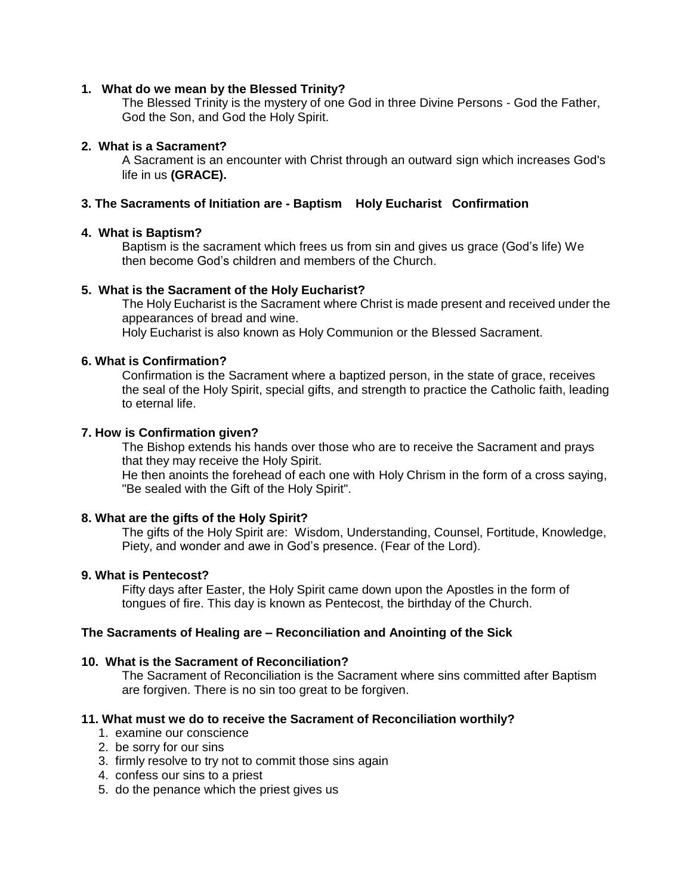**1. What do we mean by the Blessed Trinity?**

The Blessed Trinity is the mystery of one God in three Divine Persons - God the Father, God the Son, and God the Holy Spirit.

**2. What is a Sacrament?**

A Sacrament is an encounter with Christ through an outward sign which increases God's life in us **(GRACE).**

**3. The Sacraments of Initiation are - Baptism Holy Eucharist Confirmation**

**4. What is Baptism?**

Baptism is the sacrament which frees us from sin and gives us grace (God's life) We then become God's children and members of the Church.

**5. What is the Sacrament of the Holy Eucharist?**

The Holy Eucharist is the Sacrament where Christ is made present and received under the appearances of bread and wine.
Holy Eucharist is also known as Holy Communion or the Blessed Sacrament.

**6. What is Confirmation?**

Confirmation is the Sacrament where a baptized person, in the state of grace, receives the seal of the Holy Spirit, special gifts, and strength to practice the Catholic faith, leading to eternal life.

**7. How is Confirmation given?**

The Bishop extends his hands over those who are to receive the Sacrament and prays that they may receive the Holy Spirit.
He then anoints the forehead of each one with Holy Chrism in the form of a cross saying, "Be sealed with the Gift of the Holy Spirit".

**8. What are the gifts of the Holy Spirit?**

The gifts of the Holy Spirit are: Wisdom, Understanding, Counsel, Fortitude, Knowledge, Piety, and wonder and awe in God's presence. (Fear of the Lord).

**9. What is Pentecost?**

Fifty days after Easter, the Holy Spirit came down upon the Apostles in the form of tongues of fire. This day is known as Pentecost, the birthday of the Church.

**The Sacraments of Healing are – Reconciliation and Anointing of the Sick**

**10. What is the Sacrament of Reconciliation?**

The Sacrament of Reconciliation is the Sacrament where sins committed after Baptism are forgiven. There is no sin too great to be forgiven.

**11. What must we do to receive the Sacrament of Reconciliation worthily?**

1. examine our conscience
2. be sorry for our sins
3. firmly resolve to try not to commit those sins again
4. confess our sins to a priest
5. do the penance which the priest gives us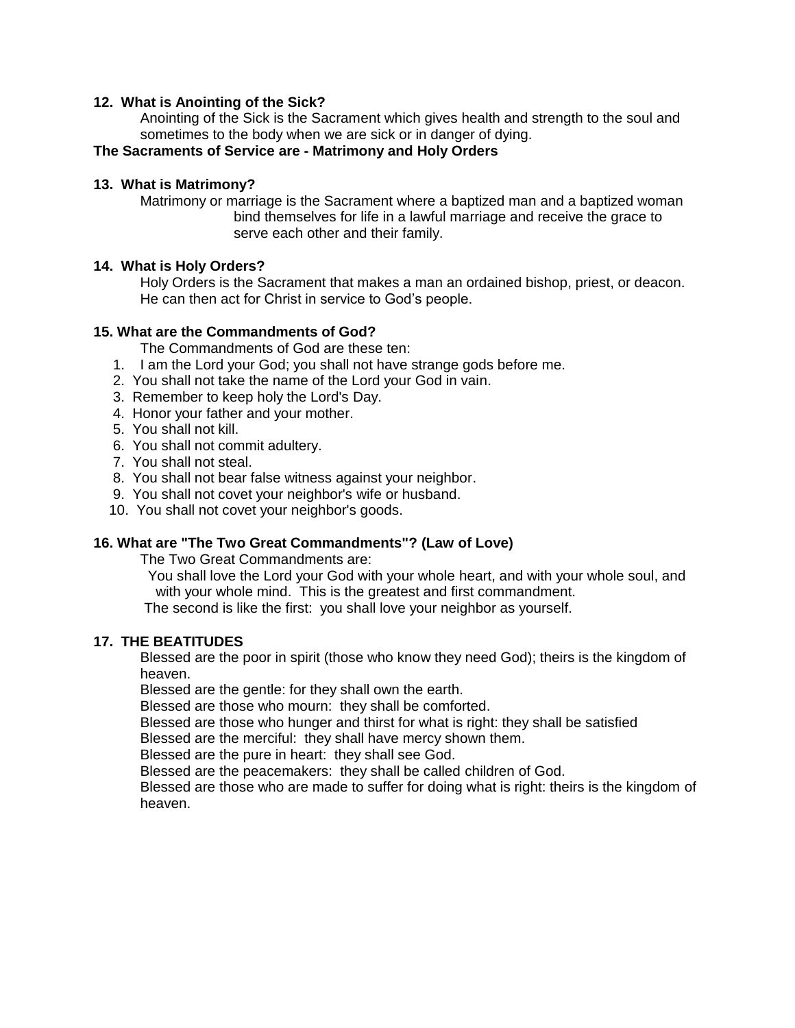**12. What is Anointing of the Sick?**

Anointing of the Sick is the Sacrament which gives health and strength to the soul and sometimes to the body when we are sick or in danger of dying.

**The Sacraments of Service are - Matrimony and Holy Orders**

**13. What is Matrimony?**

Matrimony or marriage is the Sacrament where a baptized man and a baptized woman bind themselves for life in a lawful marriage and receive the grace to serve each other and their family.

**14. What is Holy Orders?**

Holy Orders is the Sacrament that makes a man an ordained bishop, priest, or deacon. He can then act for Christ in service to God's people.

**15. What are the Commandments of God?**

The Commandments of God are these ten:

1. I am the Lord your God; you shall not have strange gods before me.
2. You shall not take the name of the Lord your God in vain.
3. Remember to keep holy the Lord's Day.
4. Honor your father and your mother.
5. You shall not kill.
6. You shall not commit adultery.
7. You shall not steal.
8. You shall not bear false witness against your neighbor.
9. You shall not covet your neighbor's wife or husband.
10. You shall not covet your neighbor's goods.

**16. What are "The Two Great Commandments"? (Law of Love)**

The Two Great Commandments are:

You shall love the Lord your God with your whole heart, and with your whole soul, and with your whole mind. This is the greatest and first commandment.

The second is like the first: you shall love your neighbor as yourself.

**17. THE BEATITUDES**

Blessed are the poor in spirit (those who know they need God); theirs is the kingdom of heaven.

Blessed are the gentle: for they shall own the earth.

Blessed are those who mourn: they shall be comforted.

Blessed are those who hunger and thirst for what is right: they shall be satisfied

Blessed are the merciful: they shall have mercy shown them.

Blessed are the pure in heart: they shall see God.

Blessed are the peacemakers: they shall be called children of God.

Blessed are those who are made to suffer for doing what is right: theirs is the kingdom of heaven.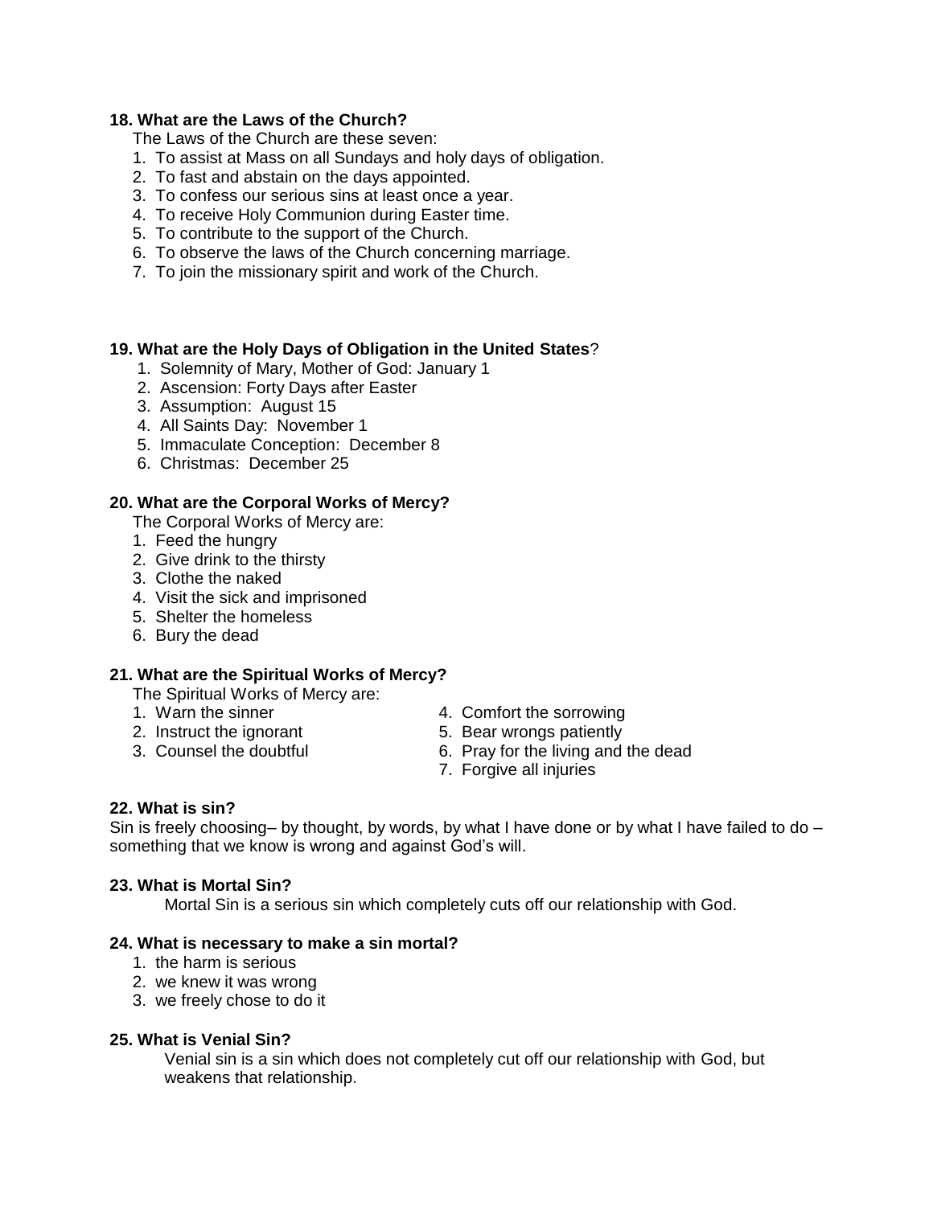**18. What are the Laws of the Church?**

The Laws of the Church are these seven:

1. To assist at Mass on all Sundays and holy days of obligation.
2. To fast and abstain on the days appointed.
3. To confess our serious sins at least once a year.
4. To receive Holy Communion during Easter time.
5. To contribute to the support of the Church.
6. To observe the laws of the Church concerning marriage.
7. To join the missionary spirit and work of the Church.

**19. What are the Holy Days of Obligation in the United States**?

1. Solemnity of Mary, Mother of God: January 1
2. Ascension: Forty Days after Easter
3. Assumption: August 15
4. All Saints Day: November 1
5. Immaculate Conception: December 8
6. Christmas: December 25

**20. What are the Corporal Works of Mercy?**

The Corporal Works of Mercy are:

1. Feed the hungry
2. Give drink to the thirsty
3. Clothe the naked
4. Visit the sick and imprisoned
5. Shelter the homeless
6. Bury the dead

**21. What are the Spiritual Works of Mercy?**

The Spiritual Works of Mercy are:

1. Warn the sinner
2. Instruct the ignorant
3. Counsel the doubtful
4. Comfort the sorrowing
5. Bear wrongs patiently
6. Pray for the living and the dead
7. Forgive all injuries

**22. What is sin?**

Sin is freely choosing– by thought, by words, by what I have done or by what I have failed to do – something that we know is wrong and against God's will.

**23. What is Mortal Sin?**

Mortal Sin is a serious sin which completely cuts off our relationship with God.

**24. What is necessary to make a sin mortal?**

1. the harm is serious
2. we knew it was wrong
3. we freely chose to do it

**25. What is Venial Sin?**

Venial sin is a sin which does not completely cut off our relationship with God, but weakens that relationship.